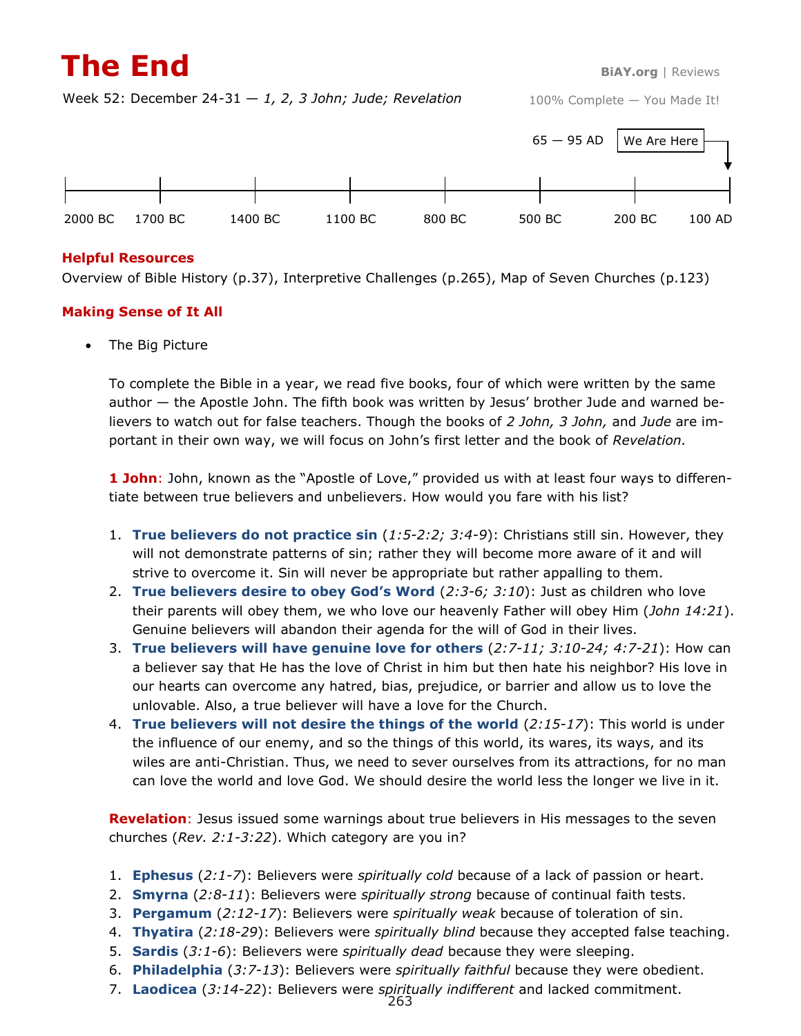# The End

BiAY.org | Reviews

Week 52: December 24-31 — *1, 2, 3 John; Jude; Revelation*

100% Complete — You Made It!

65 — 95 AD | We Are Here

2000 BC | 1700 BC | 1400 BC | 1100 BC | 800 BC | 500 BC | 200 BC | 100 AD

## Helpful Resources

Overview of Bible History (p.37), Interpretive Challenges (p.265), Map of Seven Churches (p.123)

## Making Sense of It All

- The Big Picture

To complete the Bible in a year, we read five books, four of which were written by the same author — the Apostle John. The fifth book was written by Jesus' brother Jude and warned believers to watch out for false teachers. Though the books of *2 John, 3 John,* and *Jude* are important in their own way, we will focus on John's first letter and the book of *Revelation.*

**1 John**: John, known as the "Apostle of Love," provided us with at least four ways to differentiate between true believers and unbelievers. How would you fare with his list?

1. **True believers do not practice sin** (*1:5-2:2; 3:4-9*): Christians still sin. However, they will not demonstrate patterns of sin; rather they will become more aware of it and will strive to overcome it. Sin will never be appropriate but rather appalling to them.
2. **True believers desire to obey God's Word** (*2:3-6; 3:10*): Just as children who love their parents will obey them, we who love our heavenly Father will obey Him (*John 14:21*). Genuine believers will abandon their agenda for the will of God in their lives.
3. **True believers will have genuine love for others** (*2:7-11; 3:10-24; 4:7-21*): How can a believer say that He has the love of Christ in him but then hate his neighbor? His love in our hearts can overcome any hatred, bias, prejudice, or barrier and allow us to love the unlovable. Also, a true believer will have a love for the Church.
4. **True believers will not desire the things of the world** (*2:15-17*): This world is under the influence of our enemy, and so the things of this world, its wares, its ways, and its wiles are anti-Christian. Thus, we need to sever ourselves from its attractions, for no man can love the world and love God. We should desire the world less the longer we live in it.

**Revelation**: Jesus issued some warnings about true believers in His messages to the seven churches (*Rev. 2:1-3:22*). Which category are you in?

1. **Ephesus** (*2:1-7*): Believers were *spiritually cold* because of a lack of passion or heart.
2. **Smyrna** (*2:8-11*): Believers were *spiritually strong* because of continual faith tests.
3. **Pergamum** (*2:12-17*): Believers were *spiritually weak* because of toleration of sin.
4. **Thyatira** (*2:18-29*): Believers were *spiritually blind* because they accepted false teaching.
5. **Sardis** (*3:1-6*): Believers were *spiritually dead* because they were sleeping.
6. **Philadelphia** (*3:7-13*): Believers were *spiritually faithful* because they were obedient.
7. **Laodicea** (*3:14-22*): Believers were *spiritually indifferent* and lacked commitment.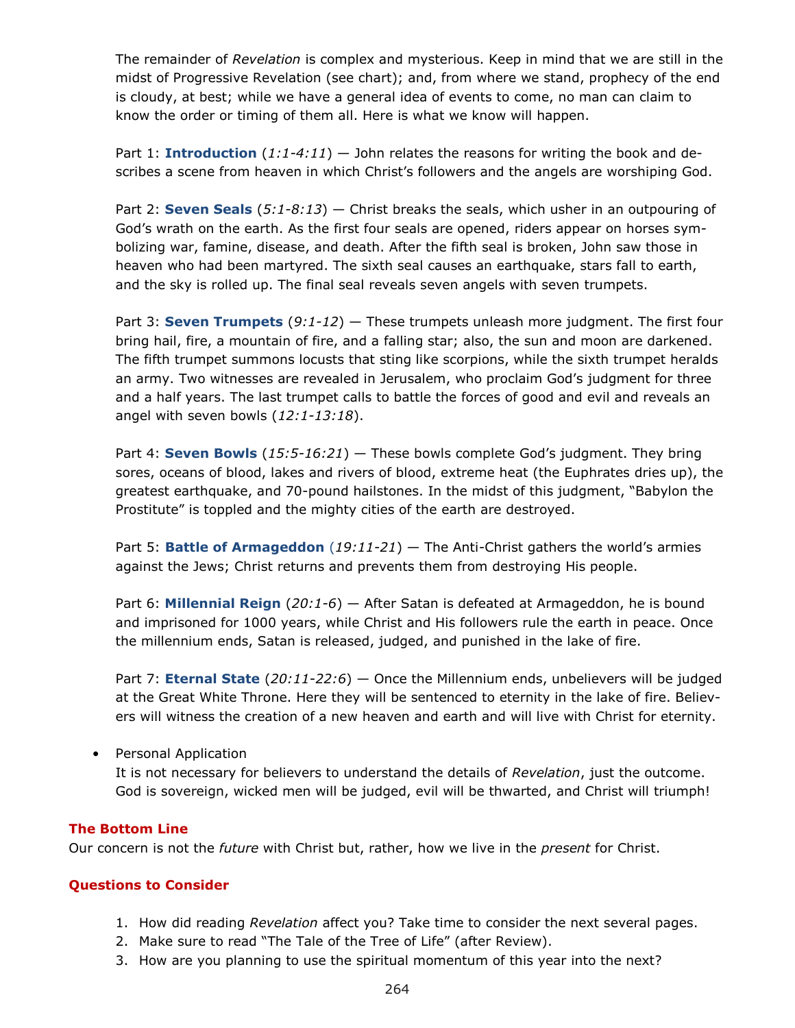The remainder of *Revelation* is complex and mysterious. Keep in mind that we are still in the midst of Progressive Revelation (see chart); and, from where we stand, prophecy of the end is cloudy, at best; while we have a general idea of events to come, no man can claim to know the order or timing of them all. Here is what we know will happen.

Part 1: **Introduction** (*1:1-4:11*) — John relates the reasons for writing the book and describes a scene from heaven in which Christ's followers and the angels are worshiping God.

Part 2: **Seven Seals** (*5:1-8:13*) — Christ breaks the seals, which usher in an outpouring of God's wrath on the earth. As the first four seals are opened, riders appear on horses symbolizing war, famine, disease, and death. After the fifth seal is broken, John saw those in heaven who had been martyred. The sixth seal causes an earthquake, stars fall to earth, and the sky is rolled up. The final seal reveals seven angels with seven trumpets.

Part 3: **Seven Trumpets** (*9:1-12*) — These trumpets unleash more judgment. The first four bring hail, fire, a mountain of fire, and a falling star; also, the sun and moon are darkened. The fifth trumpet summons locusts that sting like scorpions, while the sixth trumpet heralds an army. Two witnesses are revealed in Jerusalem, who proclaim God's judgment for three and a half years. The last trumpet calls to battle the forces of good and evil and reveals an angel with seven bowls (*12:1-13:18*).

Part 4: **Seven Bowls** (*15:5-16:21*) — These bowls complete God's judgment. They bring sores, oceans of blood, lakes and rivers of blood, extreme heat (the Euphrates dries up), the greatest earthquake, and 70-pound hailstones. In the midst of this judgment, "Babylon the Prostitute" is toppled and the mighty cities of the earth are destroyed.

Part 5: **Battle of Armageddon** (*19:11-21*) — The Anti-Christ gathers the world's armies against the Jews; Christ returns and prevents them from destroying His people.

Part 6: **Millennial Reign** (*20:1-6*) — After Satan is defeated at Armageddon, he is bound and imprisoned for 1000 years, while Christ and His followers rule the earth in peace. Once the millennium ends, Satan is released, judged, and punished in the lake of fire.

Part 7: **Eternal State** (*20:11-22:6*) — Once the Millennium ends, unbelievers will be judged at the Great White Throne. Here they will be sentenced to eternity in the lake of fire. Believers will witness the creation of a new heaven and earth and will live with Christ for eternity.

- Personal Application
  It is not necessary for believers to understand the details of *Revelation*, just the outcome. God is sovereign, wicked men will be judged, evil will be thwarted, and Christ will triumph!

### The Bottom Line

Our concern is not the *future* with Christ but, rather, how we live in the *present* for Christ.

### Questions to Consider

1. How did reading *Revelation* affect you? Take time to consider the next several pages.
2. Make sure to read "The Tale of the Tree of Life" (after Review).
3. How are you planning to use the spiritual momentum of this year into the next?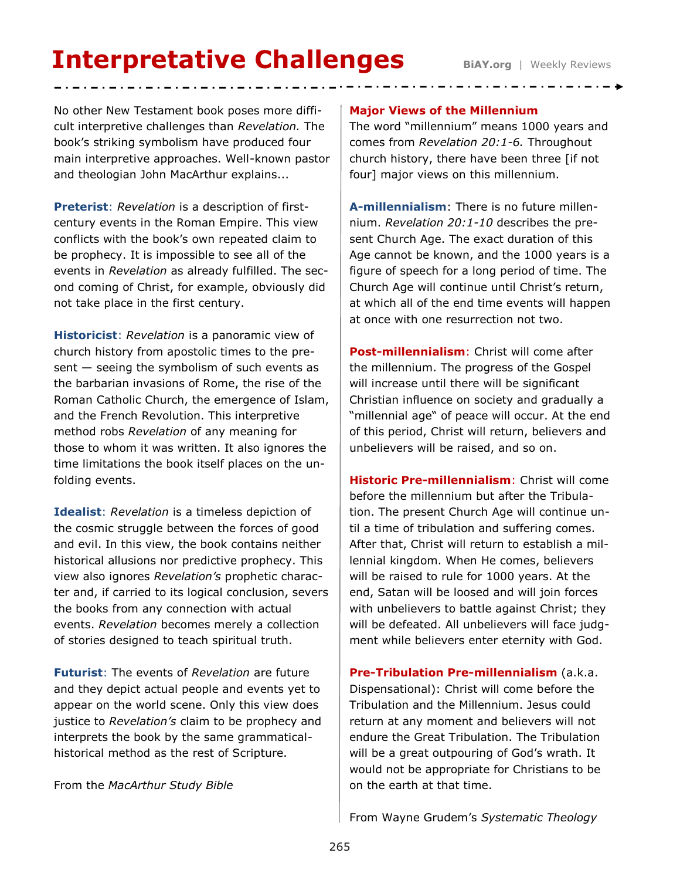# Interpretative Challenges

No other New Testament book poses more difficult interpretive challenges than *Revelation.* The book's striking symbolism have produced four main interpretive approaches. Well-known pastor and theologian John MacArthur explains...

**Preterist**: *Revelation* is a description of first-century events in the Roman Empire. This view conflicts with the book's own repeated claim to be prophecy. It is impossible to see all of the events in *Revelation* as already fulfilled. The second coming of Christ, for example, obviously did not take place in the first century.

**Historicist**: *Revelation* is a panoramic view of church history from apostolic times to the present — seeing the symbolism of such events as the barbarian invasions of Rome, the rise of the Roman Catholic Church, the emergence of Islam, and the French Revolution. This interpretive method robs *Revelation* of any meaning for those to whom it was written. It also ignores the time limitations the book itself places on the unfolding events.

**Idealist**: *Revelation* is a timeless depiction of the cosmic struggle between the forces of good and evil. In this view, the book contains neither historical allusions nor predictive prophecy. This view also ignores *Revelation's* prophetic character and, if carried to its logical conclusion, severs the books from any connection with actual events. *Revelation* becomes merely a collection of stories designed to teach spiritual truth.

**Futurist**: The events of *Revelation* are future and they depict actual people and events yet to appear on the world scene. Only this view does justice to *Revelation's* claim to be prophecy and interprets the book by the same grammatical-historical method as the rest of Scripture.

From the *MacArthur Study Bible*

## Major Views of the Millennium

The word "millennium" means 1000 years and comes from *Revelation 20:1-6.* Throughout church history, there have been three [if not four] major views on this millennium.

**A-millennialism**: There is no future millennium. *Revelation 20:1-10* describes the present Church Age. The exact duration of this Age cannot be known, and the 1000 years is a figure of speech for a long period of time. The Church Age will continue until Christ's return, at which all of the end time events will happen at once with one resurrection not two.

**Post-millennialism**: Christ will come after the millennium. The progress of the Gospel will increase until there will be significant Christian influence on society and gradually a "millennial age" of peace will occur. At the end of this period, Christ will return, believers and unbelievers will be raised, and so on.

**Historic Pre-millennialism**: Christ will come before the millennium but after the Tribulation. The present Church Age will continue until a time of tribulation and suffering comes. After that, Christ will return to establish a millennial kingdom. When He comes, believers will be raised to rule for 1000 years. At the end, Satan will be loosed and will join forces with unbelievers to battle against Christ; they will be defeated. All unbelievers will face judgment while believers enter eternity with God.

**Pre-Tribulation Pre-millennialism** (a.k.a. Dispensational): Christ will come before the Tribulation and the Millennium. Jesus could return at any moment and believers will not endure the Great Tribulation. The Tribulation will be a great outpouring of God's wrath. It would not be appropriate for Christians to be on the earth at that time.

From Wayne Grudem's *Systematic Theology*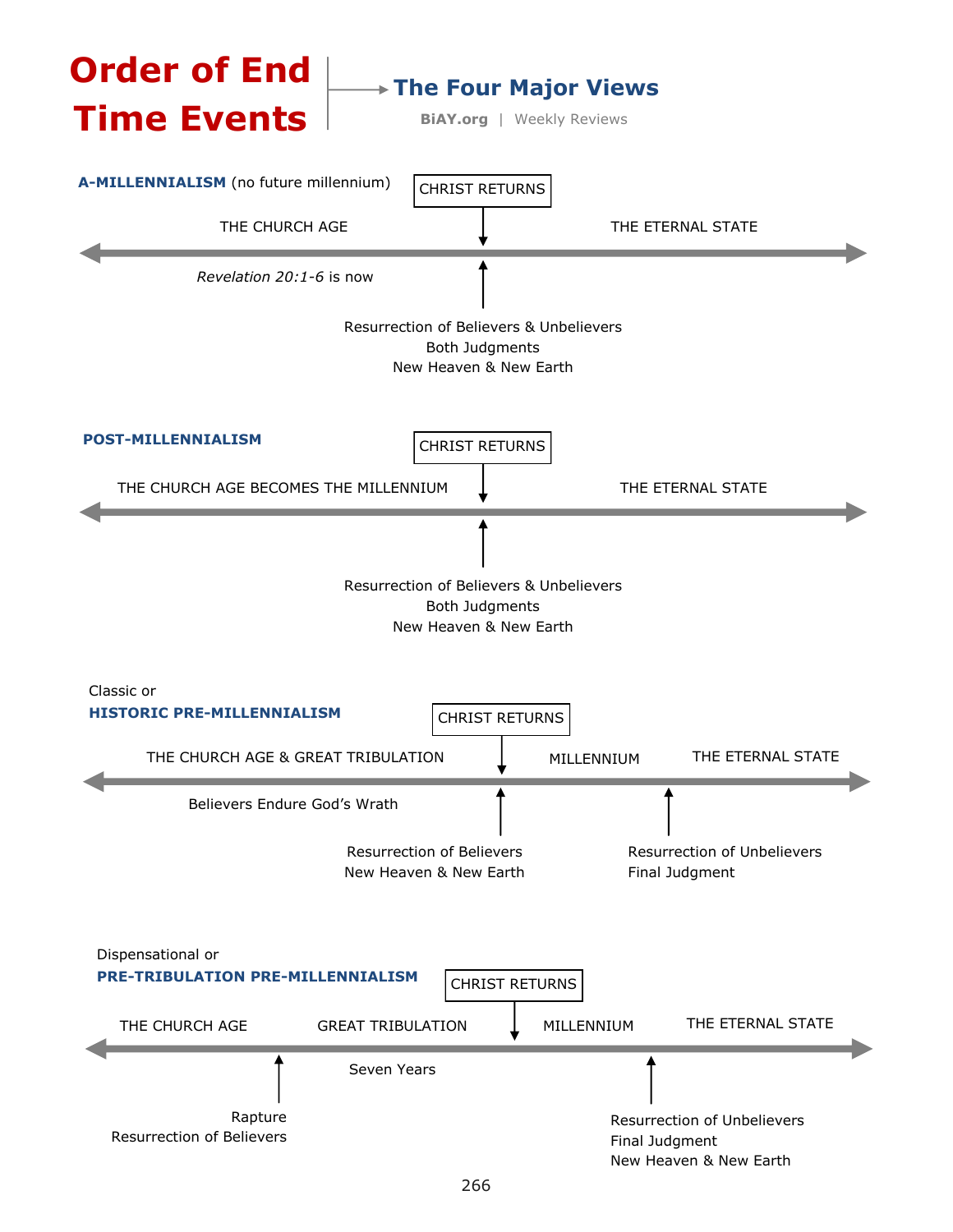# Order of End Time Events

## The Four Major Views

BiAY.org | Weekly Reviews

**A-MILLENNIALISM** (no future millennium)

CHRIST RETURNS

THE CHURCH AGE

THE ETERNAL STATE

*Revelation 20:1-6* is now

Resurrection of Believers & Unbelievers
Both Judgments
New Heaven & New Earth

**POST-MILLENNIALISM**

CHRIST RETURNS

THE CHURCH AGE BECOMES THE MILLENNIUM

THE ETERNAL STATE

Resurrection of Believers & Unbelievers
Both Judgments
New Heaven & New Earth

Classic or
**HISTORIC PRE-MILLENNIALISM**

CHRIST RETURNS

THE CHURCH AGE & GREAT TRIBULATION

MILLENNIUM

THE ETERNAL STATE

Believers Endure God's Wrath

Resurrection of Believers
New Heaven & New Earth

Resurrection of Unbelievers
Final Judgment

Dispensational or
**PRE-TRIBULATION PRE-MILLENNIALISM**

CHRIST RETURNS

THE CHURCH AGE

GREAT TRIBULATION

MILLENNIUM

THE ETERNAL STATE

Seven Years

Rapture
Resurrection of Believers

Resurrection of Unbelievers
Final Judgment
New Heaven & New Earth